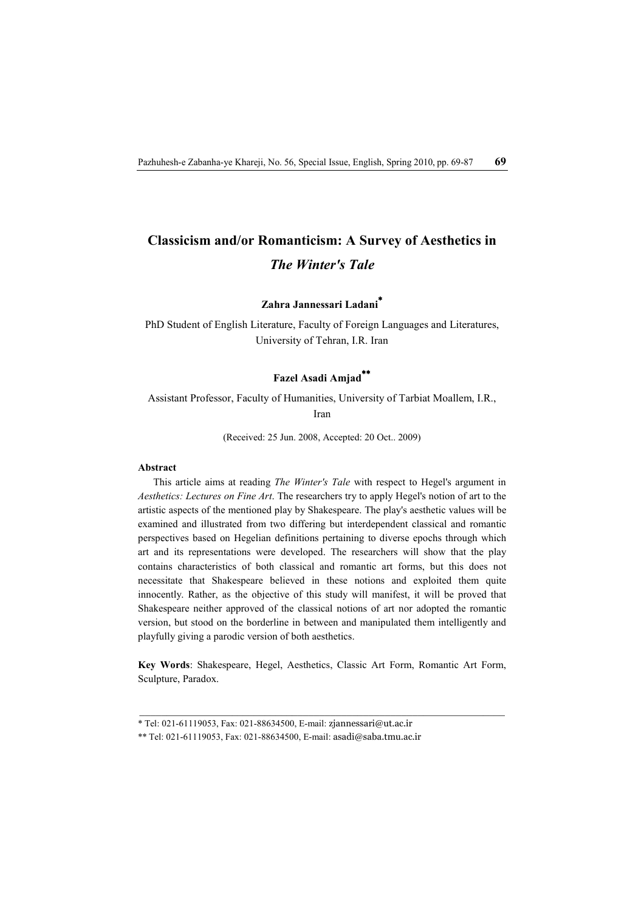# Classicism and/or Romanticism: A Survey of Aesthetics in *The Winter's Tale*

**Zahra Jannessari Ladani***

PhD Student of English Literature, Faculty of Foreign Languages and Literatures, University of Tehran, I.R. Iran

**Fazel Asadi Amjad****

Assistant Professor, Faculty of Humanities, University of Tarbiat Moallem, I.R., Iran

(Received: 25 Jun. 2008, Accepted: 20 Oct.. 2009)

**Abstract**

This article aims at reading *The Winter's Tale* with respect to Hegel's argument in *Aesthetics: Lectures on Fine Art*. The researchers try to apply Hegel's notion of art to the artistic aspects of the mentioned play by Shakespeare. The play's aesthetic values will be examined and illustrated from two differing but interdependent classical and romantic perspectives based on Hegelian definitions pertaining to diverse epochs through which art and its representations were developed. The researchers will show that the play contains characteristics of both classical and romantic art forms, but this does not necessitate that Shakespeare believed in these notions and exploited them quite innocently. Rather, as the objective of this study will manifest, it will be proved that Shakespeare neither approved of the classical notions of art nor adopted the romantic version, but stood on the borderline in between and manipulated them intelligently and playfully giving a parodic version of both aesthetics.

**Key Words**: Shakespeare, Hegel, Aesthetics, Classic Art Form, Romantic Art Form, Sculpture, Paradox.

---

* Tel: 021-61119053, Fax: 021-88634500, E-mail: zjannessari@ut.ac.ir

** Tel: 021-61119053, Fax: 021-88634500, E-mail: asadi@saba.tmu.ac.ir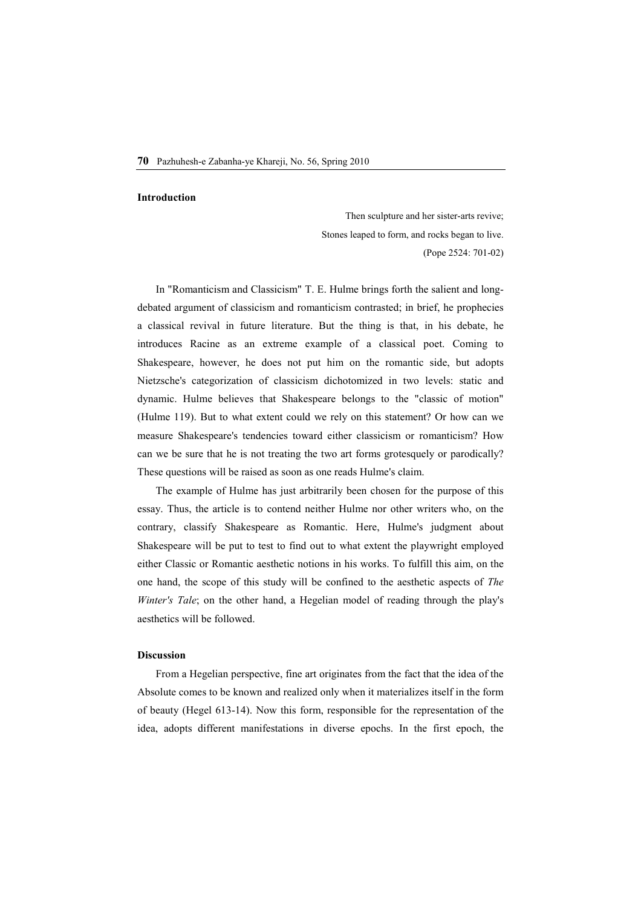**Introduction**

> Then sculpture and her sister-arts revive;
> Stones leaped to form, and rocks began to live.
> (Pope 2524: 701-02)

In "Romanticism and Classicism" T. E. Hulme brings forth the salient and long-debated argument of classicism and romanticism contrasted; in brief, he prophecies a classical revival in future literature. But the thing is that, in his debate, he introduces Racine as an extreme example of a classical poet. Coming to Shakespeare, however, he does not put him on the romantic side, but adopts Nietzsche's categorization of classicism dichotomized in two levels: static and dynamic. Hulme believes that Shakespeare belongs to the "classic of motion" (Hulme 119). But to what extent could we rely on this statement? Or how can we measure Shakespeare's tendencies toward either classicism or romanticism? How can we be sure that he is not treating the two art forms grotesquely or parodically? These questions will be raised as soon as one reads Hulme's claim.

The example of Hulme has just arbitrarily been chosen for the purpose of this essay. Thus, the article is to contend neither Hulme nor other writers who, on the contrary, classify Shakespeare as Romantic. Here, Hulme's judgment about Shakespeare will be put to test to find out to what extent the playwright employed either Classic or Romantic aesthetic notions in his works. To fulfill this aim, on the one hand, the scope of this study will be confined to the aesthetic aspects of *The Winter's Tale*; on the other hand, a Hegelian model of reading through the play's aesthetics will be followed.

**Discussion**

From a Hegelian perspective, fine art originates from the fact that the idea of the Absolute comes to be known and realized only when it materializes itself in the form of beauty (Hegel 613-14). Now this form, responsible for the representation of the idea, adopts different manifestations in diverse epochs. In the first epoch, the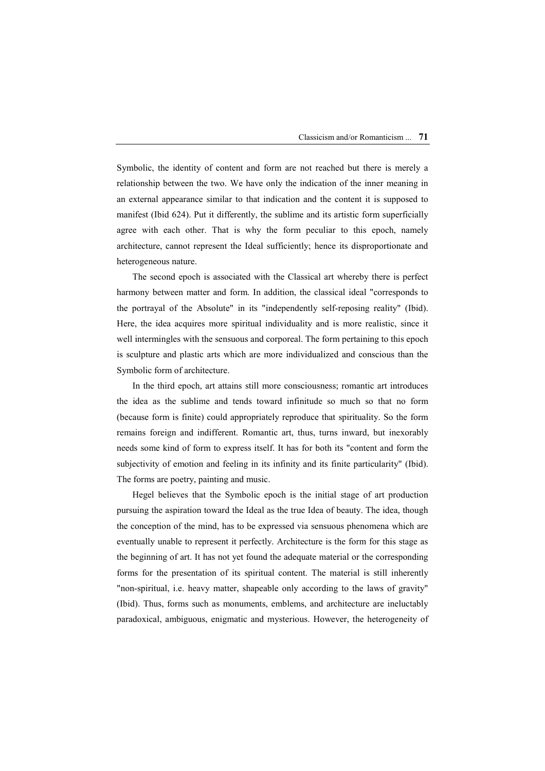Symbolic, the identity of content and form are not reached but there is merely a relationship between the two. We have only the indication of the inner meaning in an external appearance similar to that indication and the content it is supposed to manifest (Ibid 624). Put it differently, the sublime and its artistic form superficially agree with each other. That is why the form peculiar to this epoch, namely architecture, cannot represent the Ideal sufficiently; hence its disproportionate and heterogeneous nature.

The second epoch is associated with the Classical art whereby there is perfect harmony between matter and form. In addition, the classical ideal "corresponds to the portrayal of the Absolute" in its "independently self-reposing reality" (Ibid). Here, the idea acquires more spiritual individuality and is more realistic, since it well intermingles with the sensuous and corporeal. The form pertaining to this epoch is sculpture and plastic arts which are more individualized and conscious than the Symbolic form of architecture.

In the third epoch, art attains still more consciousness; romantic art introduces the idea as the sublime and tends toward infinitude so much so that no form (because form is finite) could appropriately reproduce that spirituality. So the form remains foreign and indifferent. Romantic art, thus, turns inward, but inexorably needs some kind of form to express itself. It has for both its "content and form the subjectivity of emotion and feeling in its infinity and its finite particularity" (Ibid). The forms are poetry, painting and music.

Hegel believes that the Symbolic epoch is the initial stage of art production pursuing the aspiration toward the Ideal as the true Idea of beauty. The idea, though the conception of the mind, has to be expressed via sensuous phenomena which are eventually unable to represent it perfectly. Architecture is the form for this stage as the beginning of art. It has not yet found the adequate material or the corresponding forms for the presentation of its spiritual content. The material is still inherently "non-spiritual, i.e. heavy matter, shapeable only according to the laws of gravity" (Ibid). Thus, forms such as monuments, emblems, and architecture are ineluctably paradoxical, ambiguous, enigmatic and mysterious. However, the heterogeneity of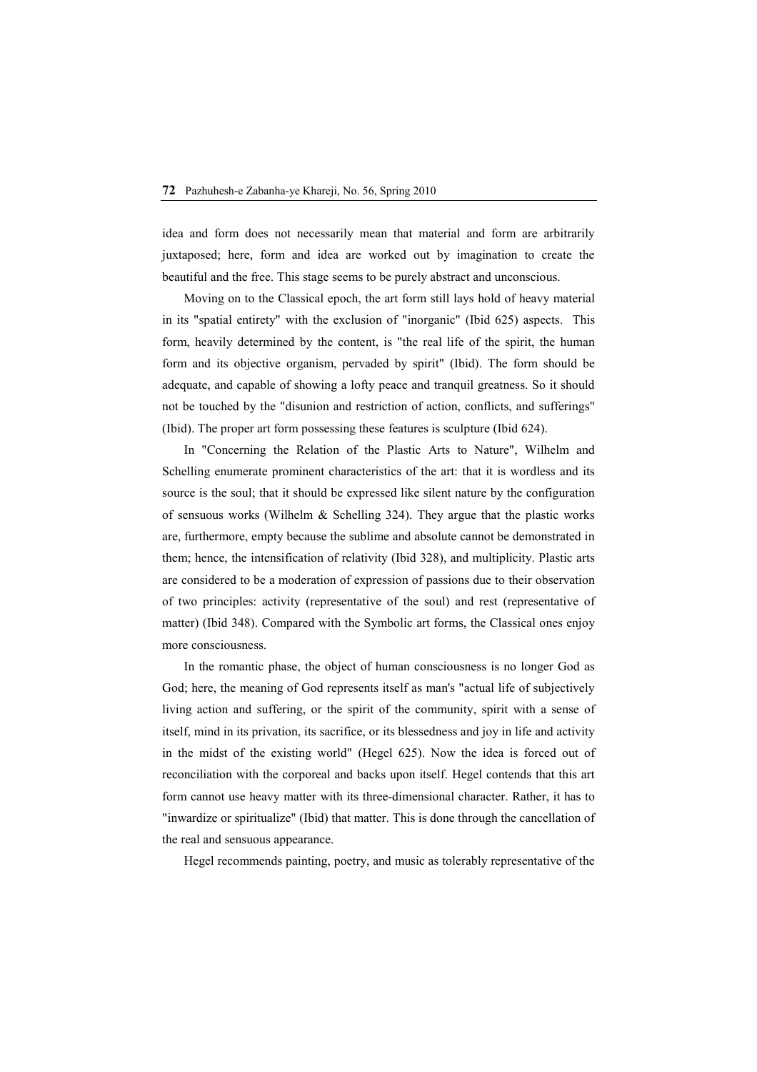idea and form does not necessarily mean that material and form are arbitrarily juxtaposed; here, form and idea are worked out by imagination to create the beautiful and the free. This stage seems to be purely abstract and unconscious.

Moving on to the Classical epoch, the art form still lays hold of heavy material in its "spatial entirety" with the exclusion of "inorganic" (Ibid 625) aspects. This form, heavily determined by the content, is "the real life of the spirit, the human form and its objective organism, pervaded by spirit" (Ibid). The form should be adequate, and capable of showing a lofty peace and tranquil greatness. So it should not be touched by the "disunion and restriction of action, conflicts, and sufferings" (Ibid). The proper art form possessing these features is sculpture (Ibid 624).

In "Concerning the Relation of the Plastic Arts to Nature", Wilhelm and Schelling enumerate prominent characteristics of the art: that it is wordless and its source is the soul; that it should be expressed like silent nature by the configuration of sensuous works (Wilhelm & Schelling 324). They argue that the plastic works are, furthermore, empty because the sublime and absolute cannot be demonstrated in them; hence, the intensification of relativity (Ibid 328), and multiplicity. Plastic arts are considered to be a moderation of expression of passions due to their observation of two principles: activity (representative of the soul) and rest (representative of matter) (Ibid 348). Compared with the Symbolic art forms, the Classical ones enjoy more consciousness.

In the romantic phase, the object of human consciousness is no longer God as God; here, the meaning of God represents itself as man's "actual life of subjectively living action and suffering, or the spirit of the community, spirit with a sense of itself, mind in its privation, its sacrifice, or its blessedness and joy in life and activity in the midst of the existing world" (Hegel 625). Now the idea is forced out of reconciliation with the corporeal and backs upon itself. Hegel contends that this art form cannot use heavy matter with its three-dimensional character. Rather, it has to "inwardize or spiritualize" (Ibid) that matter. This is done through the cancellation of the real and sensuous appearance.

Hegel recommends painting, poetry, and music as tolerably representative of the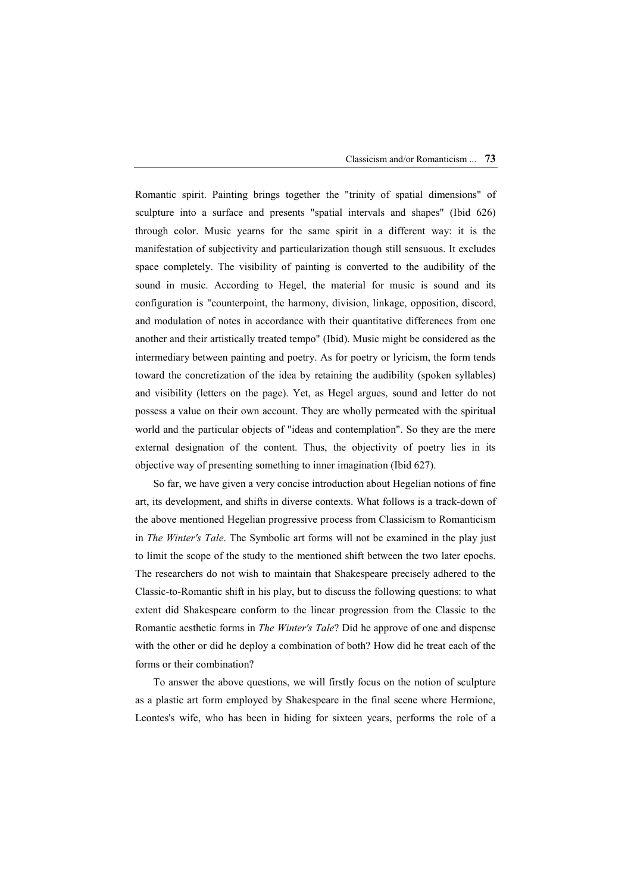Romantic spirit. Painting brings together the "trinity of spatial dimensions" of sculpture into a surface and presents "spatial intervals and shapes" (Ibid 626) through color. Music yearns for the same spirit in a different way: it is the manifestation of subjectivity and particularization though still sensuous. It excludes space completely. The visibility of painting is converted to the audibility of the sound in music. According to Hegel, the material for music is sound and its configuration is "counterpoint, the harmony, division, linkage, opposition, discord, and modulation of notes in accordance with their quantitative differences from one another and their artistically treated tempo" (Ibid). Music might be considered as the intermediary between painting and poetry. As for poetry or lyricism, the form tends toward the concretization of the idea by retaining the audibility (spoken syllables) and visibility (letters on the page). Yet, as Hegel argues, sound and letter do not possess a value on their own account. They are wholly permeated with the spiritual world and the particular objects of "ideas and contemplation". So they are the mere external designation of the content. Thus, the objectivity of poetry lies in its objective way of presenting something to inner imagination (Ibid 627).

So far, we have given a very concise introduction about Hegelian notions of fine art, its development, and shifts in diverse contexts. What follows is a track-down of the above mentioned Hegelian progressive process from Classicism to Romanticism in *The Winter's Tale*. The Symbolic art forms will not be examined in the play just to limit the scope of the study to the mentioned shift between the two later epochs. The researchers do not wish to maintain that Shakespeare precisely adhered to the Classic-to-Romantic shift in his play, but to discuss the following questions: to what extent did Shakespeare conform to the linear progression from the Classic to the Romantic aesthetic forms in *The Winter's Tale*? Did he approve of one and dispense with the other or did he deploy a combination of both? How did he treat each of the forms or their combination?

To answer the above questions, we will firstly focus on the notion of sculpture as a plastic art form employed by Shakespeare in the final scene where Hermione, Leontes's wife, who has been in hiding for sixteen years, performs the role of a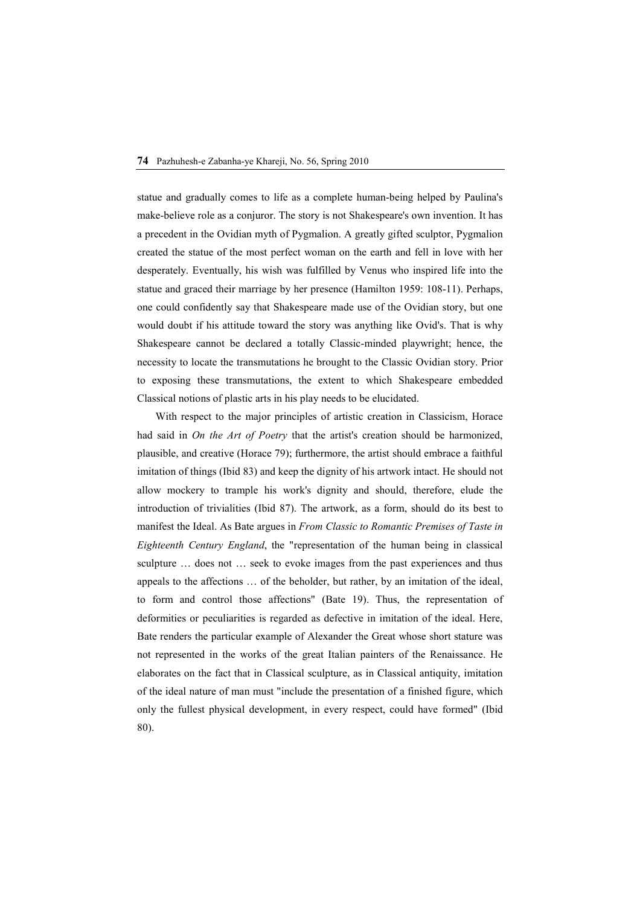statue and gradually comes to life as a complete human-being helped by Paulina's make-believe role as a conjuror. The story is not Shakespeare's own invention. It has a precedent in the Ovidian myth of Pygmalion. A greatly gifted sculptor, Pygmalion created the statue of the most perfect woman on the earth and fell in love with her desperately. Eventually, his wish was fulfilled by Venus who inspired life into the statue and graced their marriage by her presence (Hamilton 1959: 108-11). Perhaps, one could confidently say that Shakespeare made use of the Ovidian story, but one would doubt if his attitude toward the story was anything like Ovid's. That is why Shakespeare cannot be declared a totally Classic-minded playwright; hence, the necessity to locate the transmutations he brought to the Classic Ovidian story. Prior to exposing these transmutations, the extent to which Shakespeare embedded Classical notions of plastic arts in his play needs to be elucidated.

With respect to the major principles of artistic creation in Classicism, Horace had said in *On the Art of Poetry* that the artist's creation should be harmonized, plausible, and creative (Horace 79); furthermore, the artist should embrace a faithful imitation of things (Ibid 83) and keep the dignity of his artwork intact. He should not allow mockery to trample his work's dignity and should, therefore, elude the introduction of trivialities (Ibid 87). The artwork, as a form, should do its best to manifest the Ideal. As Bate argues in *From Classic to Romantic Premises of Taste in Eighteenth Century England*, the "representation of the human being in classical sculpture … does not … seek to evoke images from the past experiences and thus appeals to the affections … of the beholder, but rather, by an imitation of the ideal, to form and control those affections" (Bate 19). Thus, the representation of deformities or peculiarities is regarded as defective in imitation of the ideal. Here, Bate renders the particular example of Alexander the Great whose short stature was not represented in the works of the great Italian painters of the Renaissance. He elaborates on the fact that in Classical sculpture, as in Classical antiquity, imitation of the ideal nature of man must "include the presentation of a finished figure, which only the fullest physical development, in every respect, could have formed" (Ibid 80).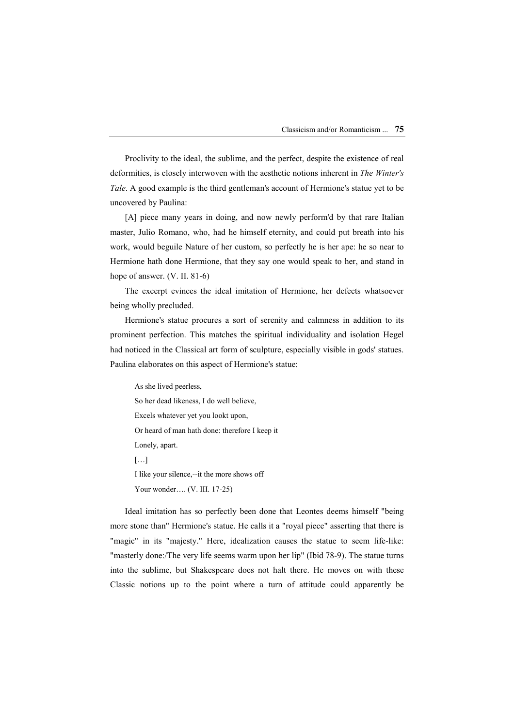Proclivity to the ideal, the sublime, and the perfect, despite the existence of real deformities, is closely interwoven with the aesthetic notions inherent in *The Winter's Tale*. A good example is the third gentleman's account of Hermione's statue yet to be uncovered by Paulina:

[A] piece many years in doing, and now newly perform'd by that rare Italian master, Julio Romano, who, had he himself eternity, and could put breath into his work, would beguile Nature of her custom, so perfectly he is her ape: he so near to Hermione hath done Hermione, that they say one would speak to her, and stand in hope of answer. (V. II. 81-6)

The excerpt evinces the ideal imitation of Hermione, her defects whatsoever being wholly precluded.

Hermione's statue procures a sort of serenity and calmness in addition to its prominent perfection. This matches the spiritual individuality and isolation Hegel had noticed in the Classical art form of sculpture, especially visible in gods' statues. Paulina elaborates on this aspect of Hermione's statue:

> As she lived peerless,
> So her dead likeness, I do well believe,
> Excels whatever yet you lookt upon,
> Or heard of man hath done: therefore I keep it
> Lonely, apart.
> […]
> I like your silence,--it the more shows off
> Your wonder…. (V. III. 17-25)

Ideal imitation has so perfectly been done that Leontes deems himself "being more stone than" Hermione's statue. He calls it a "royal piece" asserting that there is "magic" in its "majesty." Here, idealization causes the statue to seem life-like: "masterly done:/The very life seems warm upon her lip" (Ibid 78-9). The statue turns into the sublime, but Shakespeare does not halt there. He moves on with these Classic notions up to the point where a turn of attitude could apparently be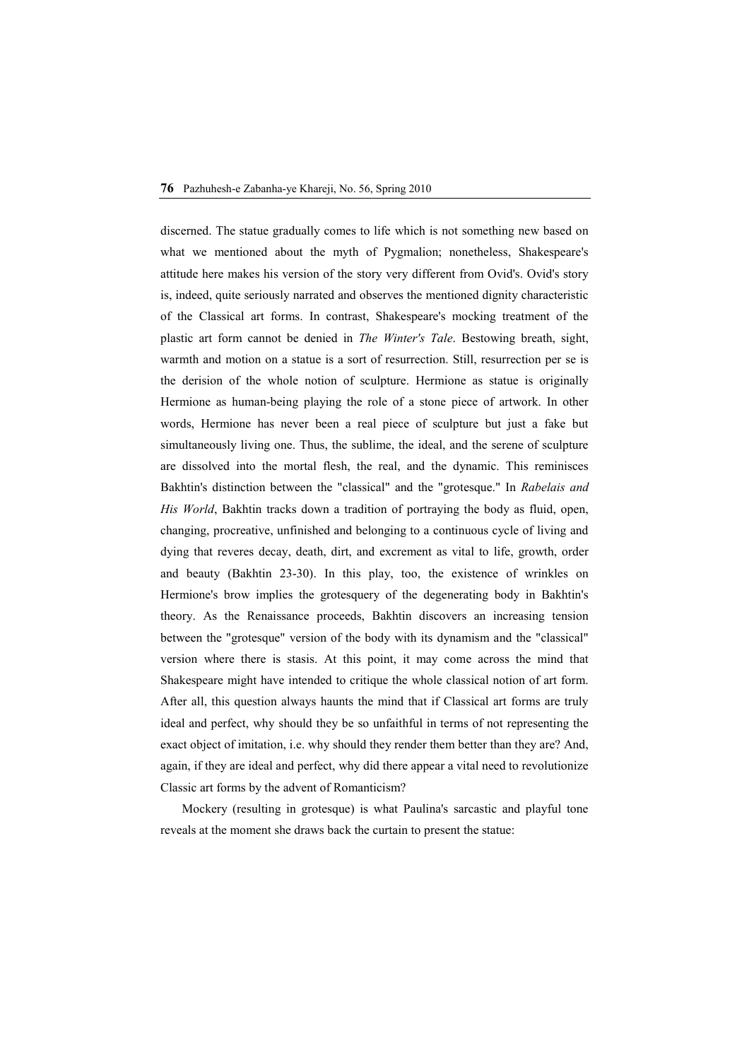discerned. The statue gradually comes to life which is not something new based on what we mentioned about the myth of Pygmalion; nonetheless, Shakespeare's attitude here makes his version of the story very different from Ovid's. Ovid's story is, indeed, quite seriously narrated and observes the mentioned dignity characteristic of the Classical art forms. In contrast, Shakespeare's mocking treatment of the plastic art form cannot be denied in *The Winter's Tale*. Bestowing breath, sight, warmth and motion on a statue is a sort of resurrection. Still, resurrection per se is the derision of the whole notion of sculpture. Hermione as statue is originally Hermione as human-being playing the role of a stone piece of artwork. In other words, Hermione has never been a real piece of sculpture but just a fake but simultaneously living one. Thus, the sublime, the ideal, and the serene of sculpture are dissolved into the mortal flesh, the real, and the dynamic. This reminisces Bakhtin's distinction between the "classical" and the "grotesque." In *Rabelais and His World*, Bakhtin tracks down a tradition of portraying the body as fluid, open, changing, procreative, unfinished and belonging to a continuous cycle of living and dying that reveres decay, death, dirt, and excrement as vital to life, growth, order and beauty (Bakhtin 23-30). In this play, too, the existence of wrinkles on Hermione's brow implies the grotesquery of the degenerating body in Bakhtin's theory. As the Renaissance proceeds, Bakhtin discovers an increasing tension between the "grotesque" version of the body with its dynamism and the "classical" version where there is stasis. At this point, it may come across the mind that Shakespeare might have intended to critique the whole classical notion of art form. After all, this question always haunts the mind that if Classical art forms are truly ideal and perfect, why should they be so unfaithful in terms of not representing the exact object of imitation, i.e. why should they render them better than they are? And, again, if they are ideal and perfect, why did there appear a vital need to revolutionize Classic art forms by the advent of Romanticism?

Mockery (resulting in grotesque) is what Paulina's sarcastic and playful tone reveals at the moment she draws back the curtain to present the statue: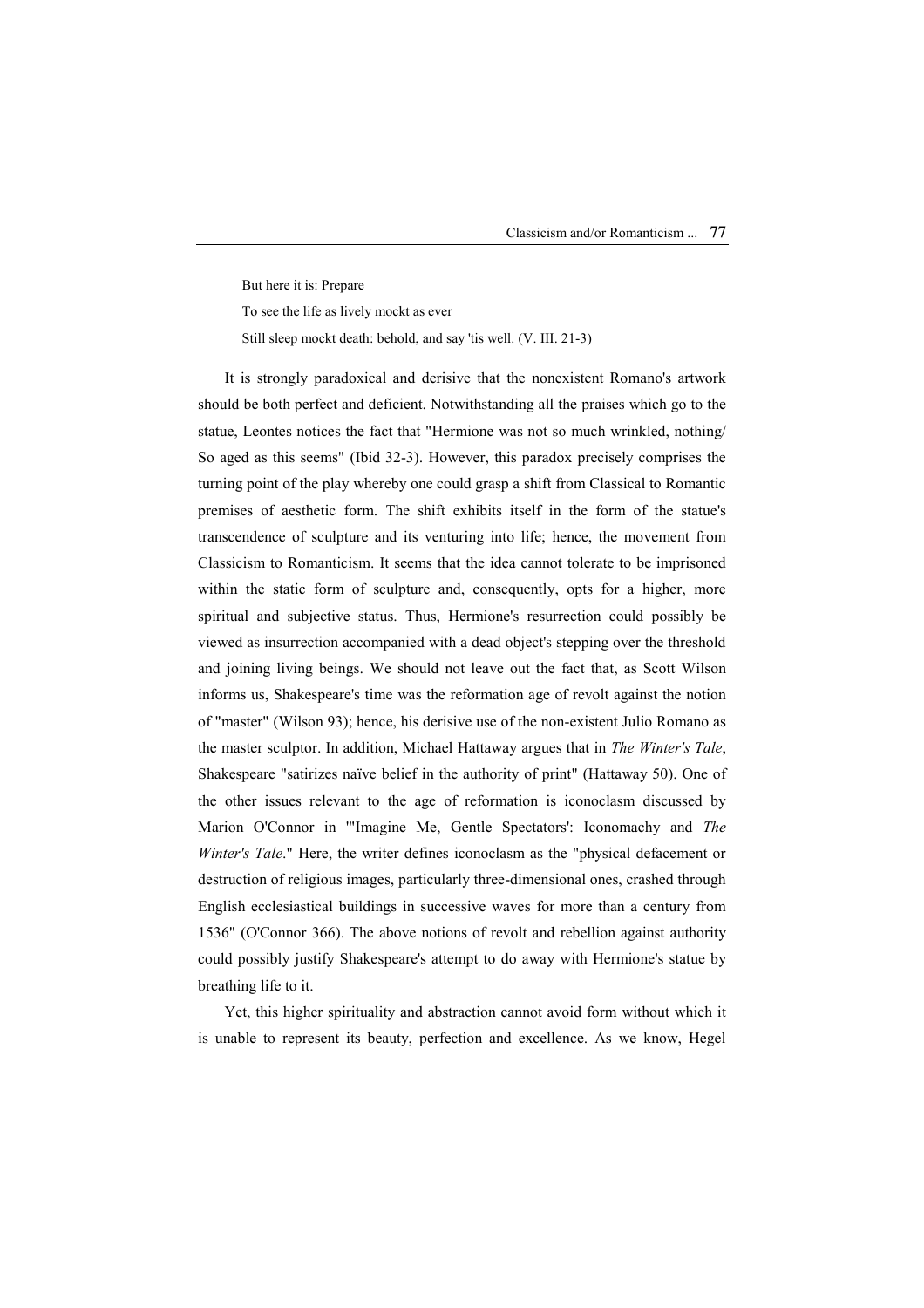> But here it is: Prepare
>
> To see the life as lively mockt as ever
>
> Still sleep mockt death: behold, and say 'tis well. (V. III. 21-3)

It is strongly paradoxical and derisive that the nonexistent Romano's artwork should be both perfect and deficient. Notwithstanding all the praises which go to the statue, Leontes notices the fact that "Hermione was not so much wrinkled, nothing/ So aged as this seems" (Ibid 32-3). However, this paradox precisely comprises the turning point of the play whereby one could grasp a shift from Classical to Romantic premises of aesthetic form. The shift exhibits itself in the form of the statue's transcendence of sculpture and its venturing into life; hence, the movement from Classicism to Romanticism. It seems that the idea cannot tolerate to be imprisoned within the static form of sculpture and, consequently, opts for a higher, more spiritual and subjective status. Thus, Hermione's resurrection could possibly be viewed as insurrection accompanied with a dead object's stepping over the threshold and joining living beings. We should not leave out the fact that, as Scott Wilson informs us, Shakespeare's time was the reformation age of revolt against the notion of "master" (Wilson 93); hence, his derisive use of the non-existent Julio Romano as the master sculptor. In addition, Michael Hattaway argues that in *The Winter's Tale*, Shakespeare "satirizes naïve belief in the authority of print" (Hattaway 50). One of the other issues relevant to the age of reformation is iconoclasm discussed by Marion O'Connor in "'Imagine Me, Gentle Spectators': Iconomachy and *The Winter's Tale*." Here, the writer defines iconoclasm as the "physical defacement or destruction of religious images, particularly three-dimensional ones, crashed through English ecclesiastical buildings in successive waves for more than a century from 1536" (O'Connor 366). The above notions of revolt and rebellion against authority could possibly justify Shakespeare's attempt to do away with Hermione's statue by breathing life to it.

Yet, this higher spirituality and abstraction cannot avoid form without which it is unable to represent its beauty, perfection and excellence. As we know, Hegel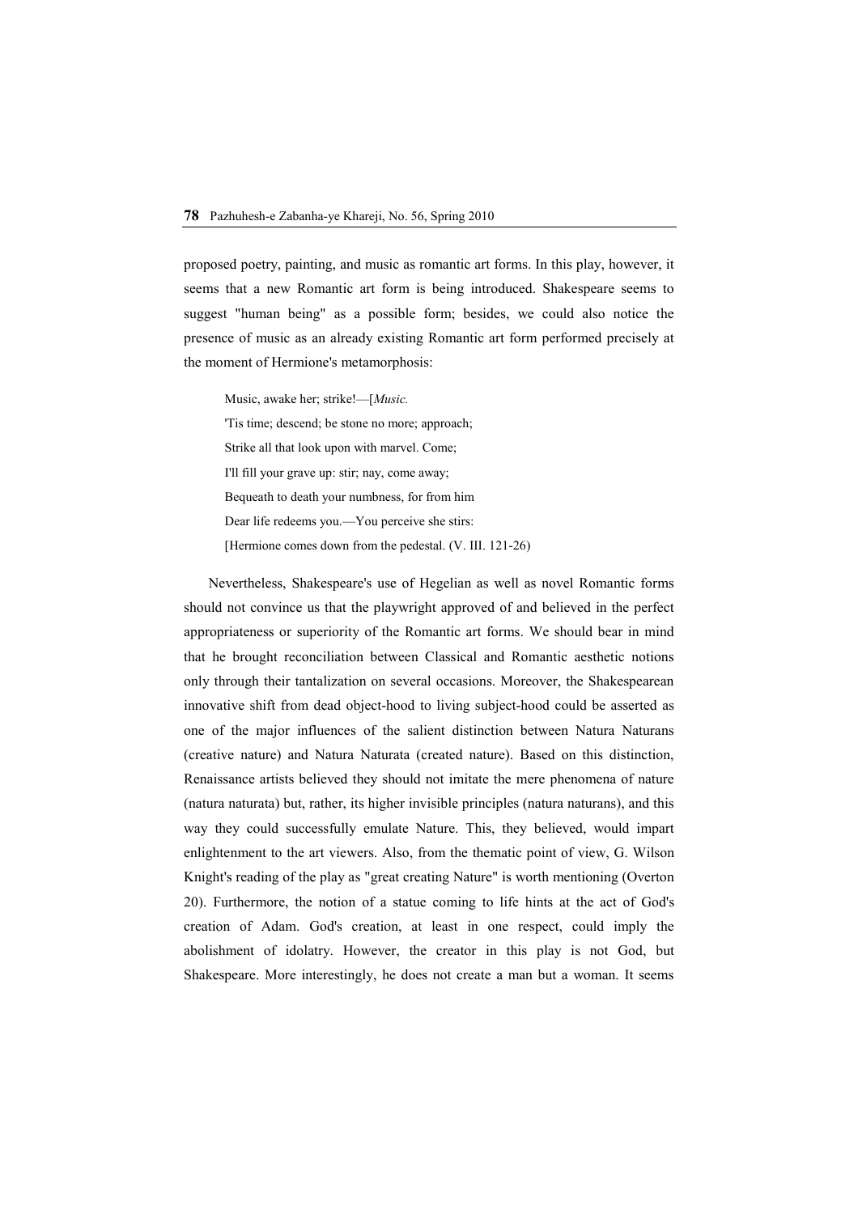proposed poetry, painting, and music as romantic art forms. In this play, however, it seems that a new Romantic art form is being introduced. Shakespeare seems to suggest "human being" as a possible form; besides, we could also notice the presence of music as an already existing Romantic art form performed precisely at the moment of Hermione's metamorphosis:

> Music, awake her; strike!—[*Music.*
> 'Tis time; descend; be stone no more; approach;
> Strike all that look upon with marvel. Come;
> I'll fill your grave up: stir; nay, come away;
> Bequeath to death your numbness, for from him
> Dear life redeems you.—You perceive she stirs:
> [Hermione comes down from the pedestal. (V. III. 121-26)

Nevertheless, Shakespeare's use of Hegelian as well as novel Romantic forms should not convince us that the playwright approved of and believed in the perfect appropriateness or superiority of the Romantic art forms. We should bear in mind that he brought reconciliation between Classical and Romantic aesthetic notions only through their tantalization on several occasions. Moreover, the Shakespearean innovative shift from dead object-hood to living subject-hood could be asserted as one of the major influences of the salient distinction between Natura Naturans (creative nature) and Natura Naturata (created nature). Based on this distinction, Renaissance artists believed they should not imitate the mere phenomena of nature (natura naturata) but, rather, its higher invisible principles (natura naturans), and this way they could successfully emulate Nature. This, they believed, would impart enlightenment to the art viewers. Also, from the thematic point of view, G. Wilson Knight's reading of the play as "great creating Nature" is worth mentioning (Overton 20). Furthermore, the notion of a statue coming to life hints at the act of God's creation of Adam. God's creation, at least in one respect, could imply the abolishment of idolatry. However, the creator in this play is not God, but Shakespeare. More interestingly, he does not create a man but a woman. It seems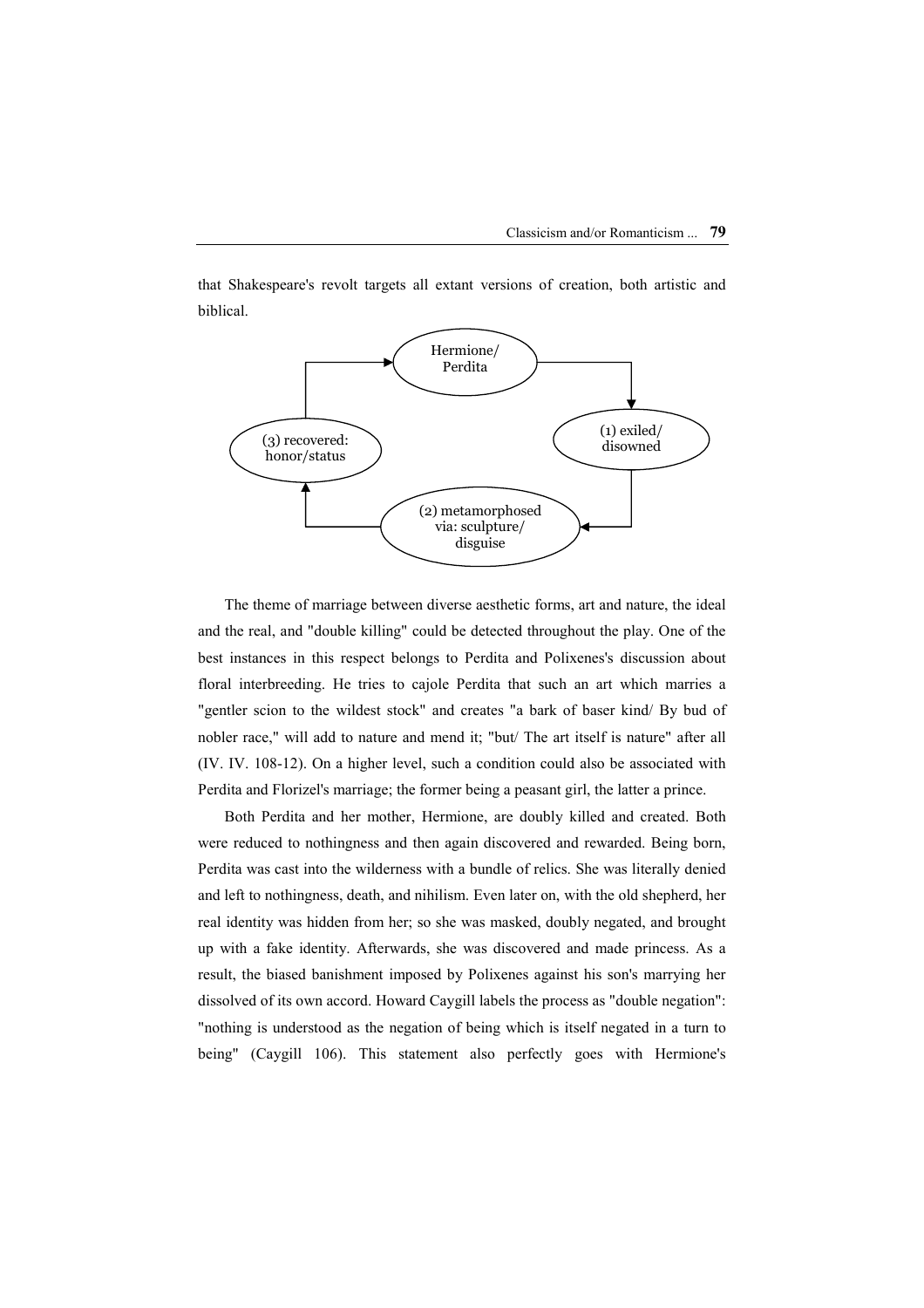that Shakespeare's revolt targets all extant versions of creation, both artistic and biblical.

Hermione/ Perdita → (1) exiled/ disowned → (2) metamorphosed via: sculpture/ disguise → (3) recovered: honor/status → Hermione/ Perdita

The theme of marriage between diverse aesthetic forms, art and nature, the ideal and the real, and "double killing" could be detected throughout the play. One of the best instances in this respect belongs to Perdita and Polixenes's discussion about floral interbreeding. He tries to cajole Perdita that such an art which marries a "gentler scion to the wildest stock" and creates "a bark of baser kind/ By bud of nobler race," will add to nature and mend it; "but/ The art itself is nature" after all (IV. IV. 108-12). On a higher level, such a condition could also be associated with Perdita and Florizel's marriage; the former being a peasant girl, the latter a prince.

Both Perdita and her mother, Hermione, are doubly killed and created. Both were reduced to nothingness and then again discovered and rewarded. Being born, Perdita was cast into the wilderness with a bundle of relics. She was literally denied and left to nothingness, death, and nihilism. Even later on, with the old shepherd, her real identity was hidden from her; so she was masked, doubly negated, and brought up with a fake identity. Afterwards, she was discovered and made princess. As a result, the biased banishment imposed by Polixenes against his son's marrying her dissolved of its own accord. Howard Caygill labels the process as "double negation": "nothing is understood as the negation of being which is itself negated in a turn to being" (Caygill 106). This statement also perfectly goes with Hermione's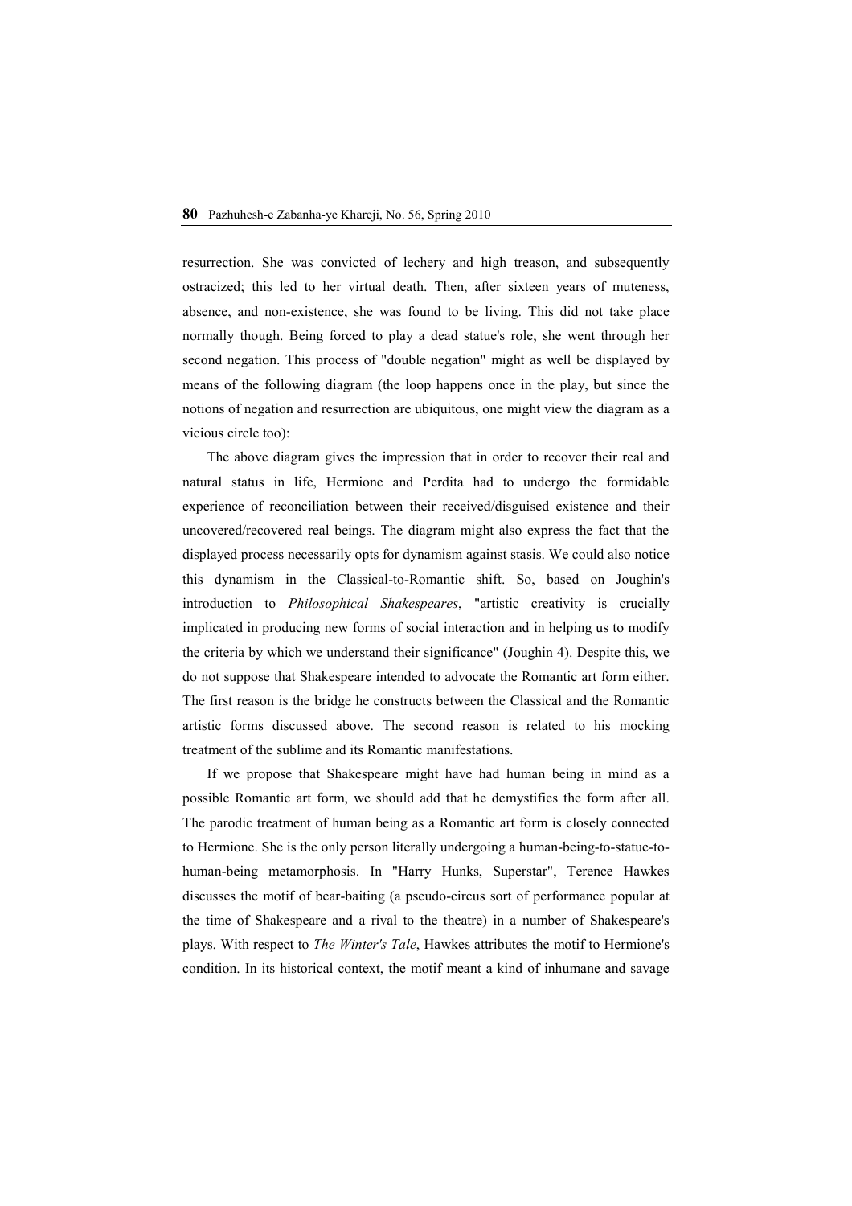resurrection. She was convicted of lechery and high treason, and subsequently ostracized; this led to her virtual death. Then, after sixteen years of muteness, absence, and non-existence, she was found to be living. This did not take place normally though. Being forced to play a dead statue's role, she went through her second negation. This process of "double negation" might as well be displayed by means of the following diagram (the loop happens once in the play, but since the notions of negation and resurrection are ubiquitous, one might view the diagram as a vicious circle too):

The above diagram gives the impression that in order to recover their real and natural status in life, Hermione and Perdita had to undergo the formidable experience of reconciliation between their received/disguised existence and their uncovered/recovered real beings. The diagram might also express the fact that the displayed process necessarily opts for dynamism against stasis. We could also notice this dynamism in the Classical-to-Romantic shift. So, based on Joughin's introduction to *Philosophical Shakespeares*, "artistic creativity is crucially implicated in producing new forms of social interaction and in helping us to modify the criteria by which we understand their significance" (Joughin 4). Despite this, we do not suppose that Shakespeare intended to advocate the Romantic art form either. The first reason is the bridge he constructs between the Classical and the Romantic artistic forms discussed above. The second reason is related to his mocking treatment of the sublime and its Romantic manifestations.

If we propose that Shakespeare might have had human being in mind as a possible Romantic art form, we should add that he demystifies the form after all. The parodic treatment of human being as a Romantic art form is closely connected to Hermione. She is the only person literally undergoing a human-being-to-statue-to-human-being metamorphosis. In "Harry Hunks, Superstar", Terence Hawkes discusses the motif of bear-baiting (a pseudo-circus sort of performance popular at the time of Shakespeare and a rival to the theatre) in a number of Shakespeare's plays. With respect to *The Winter's Tale*, Hawkes attributes the motif to Hermione's condition. In its historical context, the motif meant a kind of inhumane and savage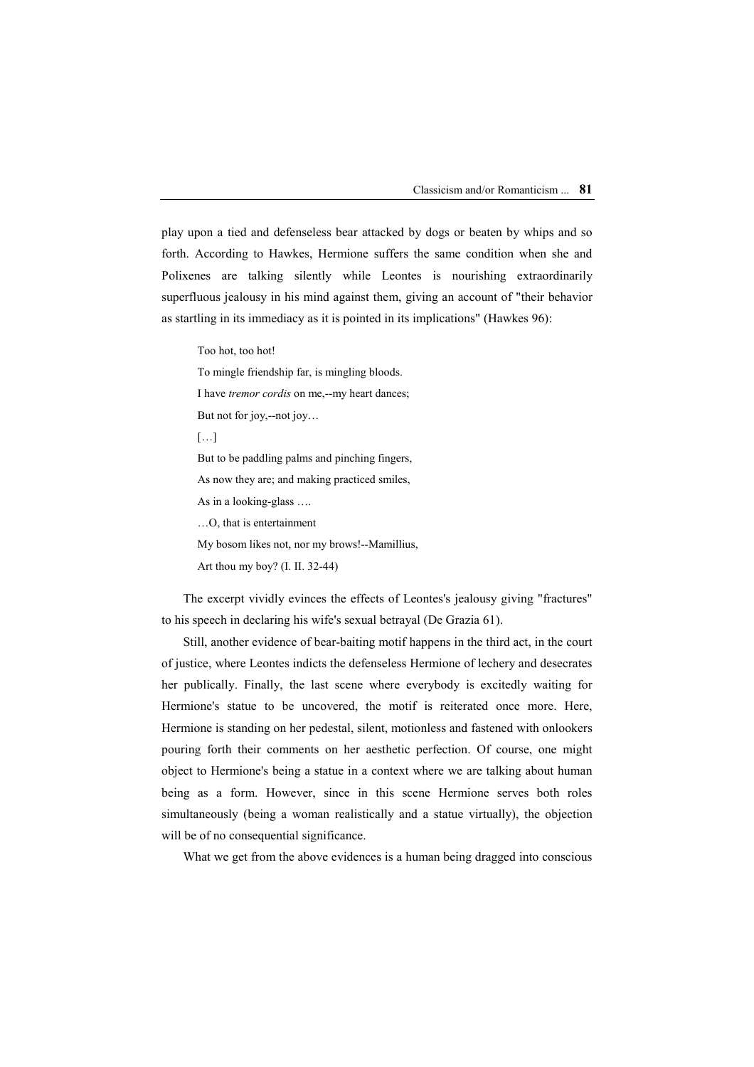play upon a tied and defenseless bear attacked by dogs or beaten by whips and so forth. According to Hawkes, Hermione suffers the same condition when she and Polixenes are talking silently while Leontes is nourishing extraordinarily superfluous jealousy in his mind against them, giving an account of "their behavior as startling in its immediacy as it is pointed in its implications" (Hawkes 96):

> Too hot, too hot!
> To mingle friendship far, is mingling bloods.
> I have *tremor cordis* on me,--my heart dances;
> But not for joy,--not joy…
> […]
> But to be paddling palms and pinching fingers,
> As now they are; and making practiced smiles,
> As in a looking-glass ….
> …O, that is entertainment
> My bosom likes not, nor my brows!--Mamillius,
> Art thou my boy? (I. II. 32-44)

The excerpt vividly evinces the effects of Leontes's jealousy giving "fractures" to his speech in declaring his wife's sexual betrayal (De Grazia 61).

Still, another evidence of bear-baiting motif happens in the third act, in the court of justice, where Leontes indicts the defenseless Hermione of lechery and desecrates her publically. Finally, the last scene where everybody is excitedly waiting for Hermione's statue to be uncovered, the motif is reiterated once more. Here, Hermione is standing on her pedestal, silent, motionless and fastened with onlookers pouring forth their comments on her aesthetic perfection. Of course, one might object to Hermione's being a statue in a context where we are talking about human being as a form. However, since in this scene Hermione serves both roles simultaneously (being a woman realistically and a statue virtually), the objection will be of no consequential significance.

What we get from the above evidences is a human being dragged into conscious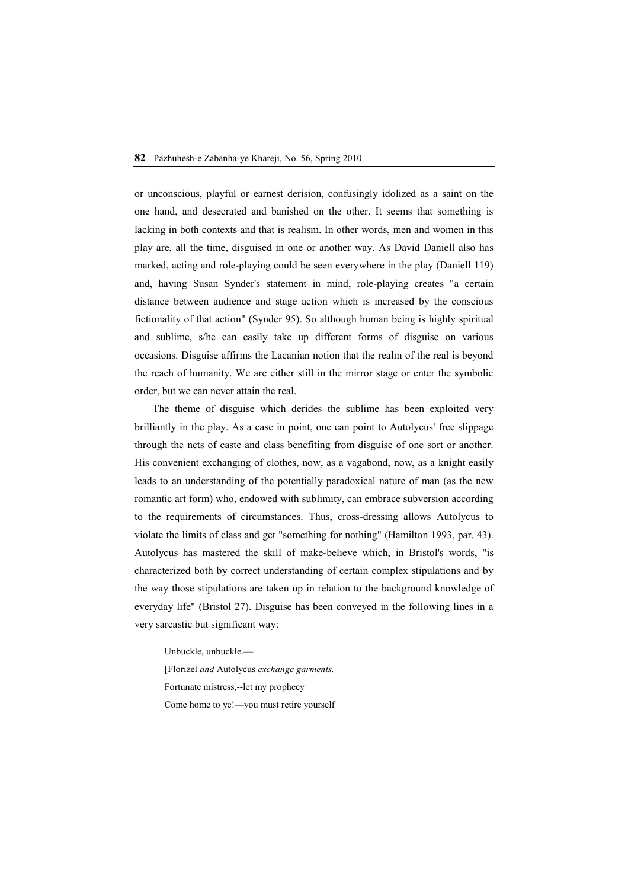or unconscious, playful or earnest derision, confusingly idolized as a saint on the one hand, and desecrated and banished on the other. It seems that something is lacking in both contexts and that is realism. In other words, men and women in this play are, all the time, disguised in one or another way. As David Daniell also has marked, acting and role-playing could be seen everywhere in the play (Daniell 119) and, having Susan Synder's statement in mind, role-playing creates "a certain distance between audience and stage action which is increased by the conscious fictionality of that action" (Synder 95). So although human being is highly spiritual and sublime, s/he can easily take up different forms of disguise on various occasions. Disguise affirms the Lacanian notion that the realm of the real is beyond the reach of humanity. We are either still in the mirror stage or enter the symbolic order, but we can never attain the real.

The theme of disguise which derides the sublime has been exploited very brilliantly in the play. As a case in point, one can point to Autolycus' free slippage through the nets of caste and class benefiting from disguise of one sort or another. His convenient exchanging of clothes, now, as a vagabond, now, as a knight easily leads to an understanding of the potentially paradoxical nature of man (as the new romantic art form) who, endowed with sublimity, can embrace subversion according to the requirements of circumstances. Thus, cross-dressing allows Autolycus to violate the limits of class and get "something for nothing" (Hamilton 1993, par. 43). Autolycus has mastered the skill of make-believe which, in Bristol's words, "is characterized both by correct understanding of certain complex stipulations and by the way those stipulations are taken up in relation to the background knowledge of everyday life" (Bristol 27). Disguise has been conveyed in the following lines in a very sarcastic but significant way:

> Unbuckle, unbuckle.—
> [Florizel *and* Autolycus *exchange garments.*
> Fortunate mistress,--let my prophecy
> Come home to ye!—you must retire yourself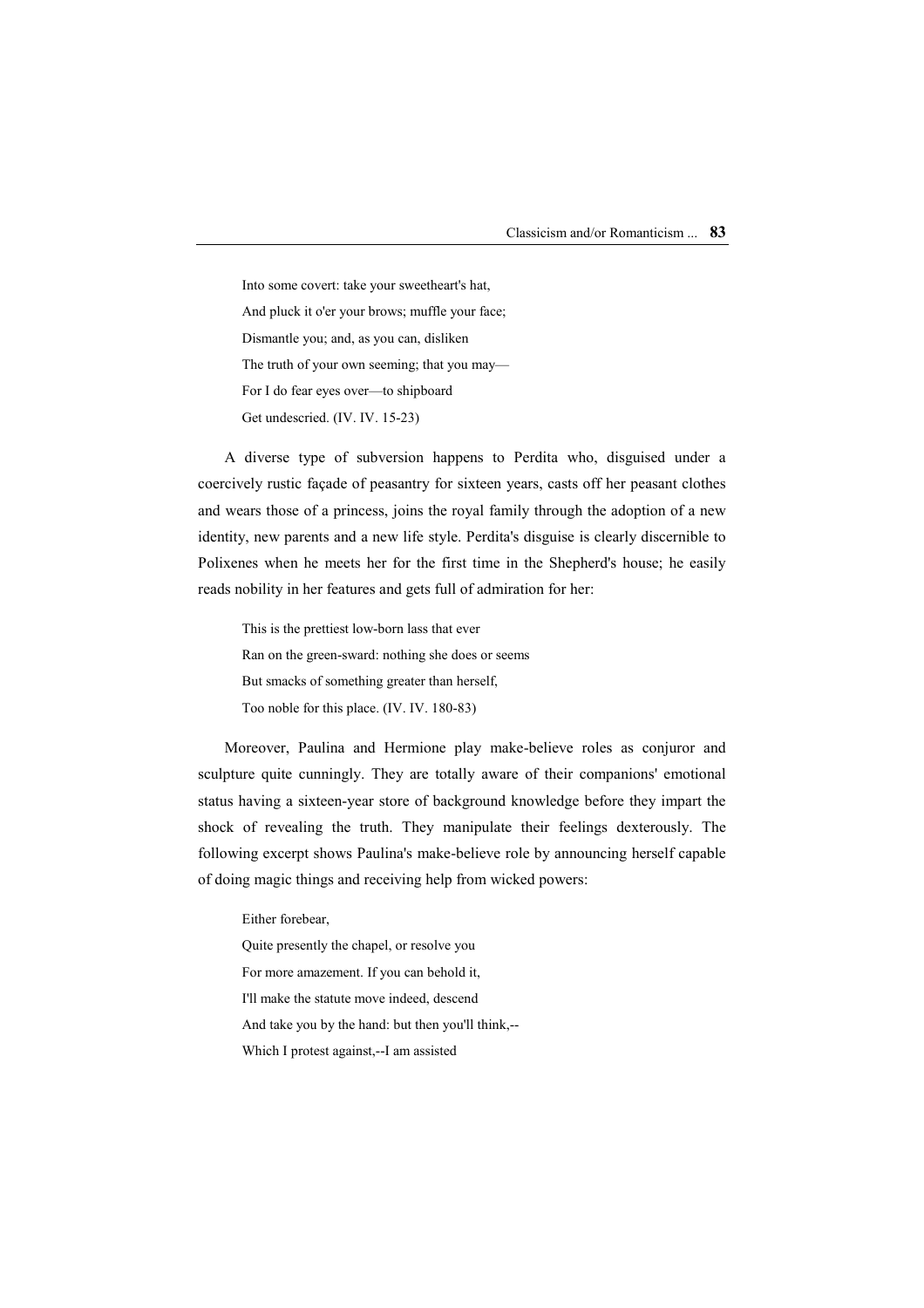> Into some covert: take your sweetheart's hat,
> And pluck it o'er your brows; muffle your face;
> Dismantle you; and, as you can, disliken
> The truth of your own seeming; that you may—
> For I do fear eyes over—to shipboard
> Get undescried. (IV. IV. 15-23)

A diverse type of subversion happens to Perdita who, disguised under a coercively rustic façade of peasantry for sixteen years, casts off her peasant clothes and wears those of a princess, joins the royal family through the adoption of a new identity, new parents and a new life style. Perdita's disguise is clearly discernible to Polixenes when he meets her for the first time in the Shepherd's house; he easily reads nobility in her features and gets full of admiration for her:

> This is the prettiest low-born lass that ever
> Ran on the green-sward: nothing she does or seems
> But smacks of something greater than herself,
> Too noble for this place. (IV. IV. 180-83)

Moreover, Paulina and Hermione play make-believe roles as conjuror and sculpture quite cunningly. They are totally aware of their companions' emotional status having a sixteen-year store of background knowledge before they impart the shock of revealing the truth. They manipulate their feelings dexterously. The following excerpt shows Paulina's make-believe role by announcing herself capable of doing magic things and receiving help from wicked powers:

> Either forebear,
> Quite presently the chapel, or resolve you
> For more amazement. If you can behold it,
> I'll make the statute move indeed, descend
> And take you by the hand: but then you'll think,--
> Which I protest against,--I am assisted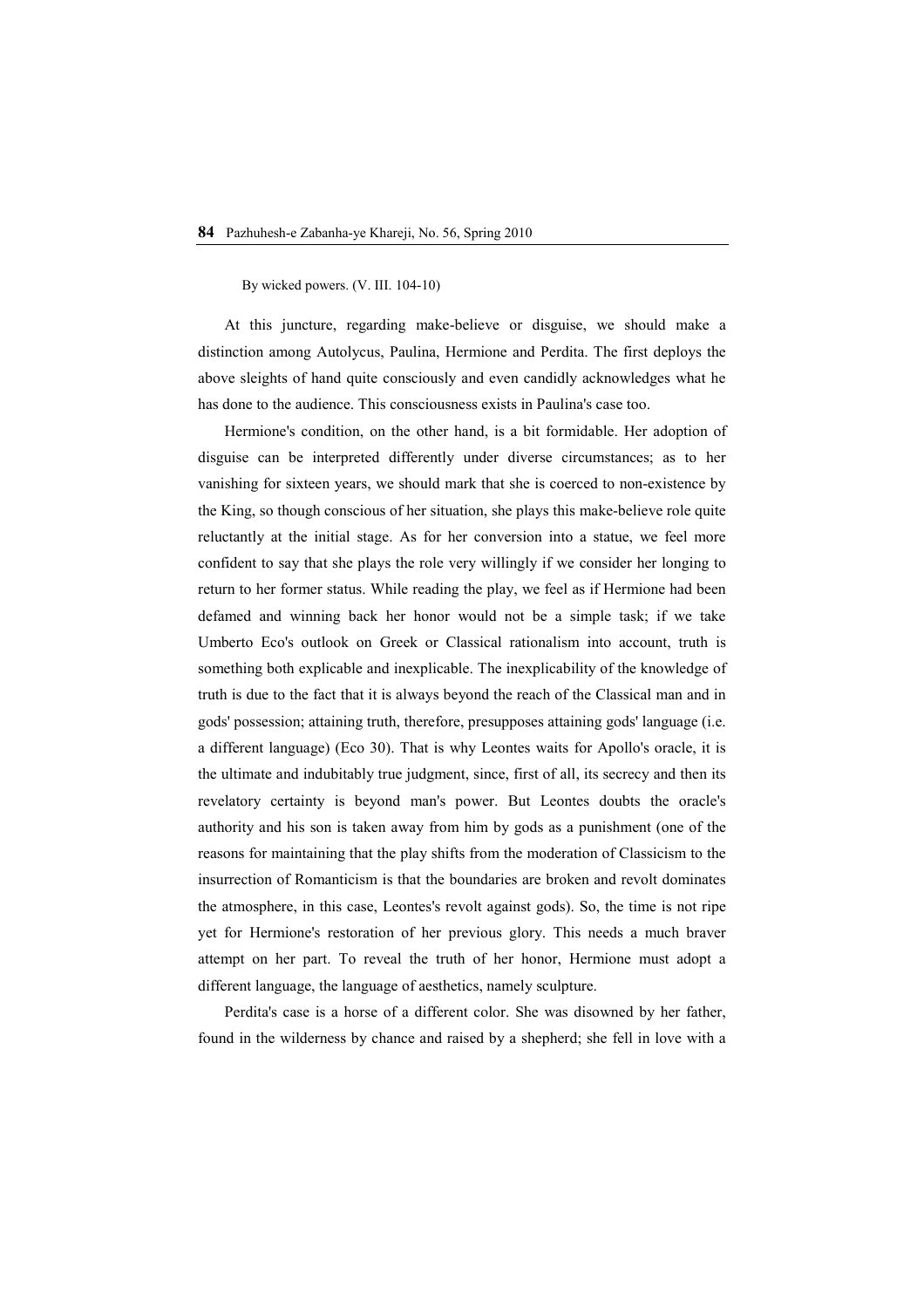By wicked powers. (V. III. 104-10)

At this juncture, regarding make-believe or disguise, we should make a distinction among Autolycus, Paulina, Hermione and Perdita. The first deploys the above sleights of hand quite consciously and even candidly acknowledges what he has done to the audience. This consciousness exists in Paulina's case too.

Hermione's condition, on the other hand, is a bit formidable. Her adoption of disguise can be interpreted differently under diverse circumstances; as to her vanishing for sixteen years, we should mark that she is coerced to non-existence by the King, so though conscious of her situation, she plays this make-believe role quite reluctantly at the initial stage. As for her conversion into a statue, we feel more confident to say that she plays the role very willingly if we consider her longing to return to her former status. While reading the play, we feel as if Hermione had been defamed and winning back her honor would not be a simple task; if we take Umberto Eco's outlook on Greek or Classical rationalism into account, truth is something both explicable and inexplicable. The inexplicability of the knowledge of truth is due to the fact that it is always beyond the reach of the Classical man and in gods' possession; attaining truth, therefore, presupposes attaining gods' language (i.e. a different language) (Eco 30). That is why Leontes waits for Apollo's oracle, it is the ultimate and indubitably true judgment, since, first of all, its secrecy and then its revelatory certainty is beyond man's power. But Leontes doubts the oracle's authority and his son is taken away from him by gods as a punishment (one of the reasons for maintaining that the play shifts from the moderation of Classicism to the insurrection of Romanticism is that the boundaries are broken and revolt dominates the atmosphere, in this case, Leontes's revolt against gods). So, the time is not ripe yet for Hermione's restoration of her previous glory. This needs a much braver attempt on her part. To reveal the truth of her honor, Hermione must adopt a different language, the language of aesthetics, namely sculpture.

Perdita's case is a horse of a different color. She was disowned by her father, found in the wilderness by chance and raised by a shepherd; she fell in love with a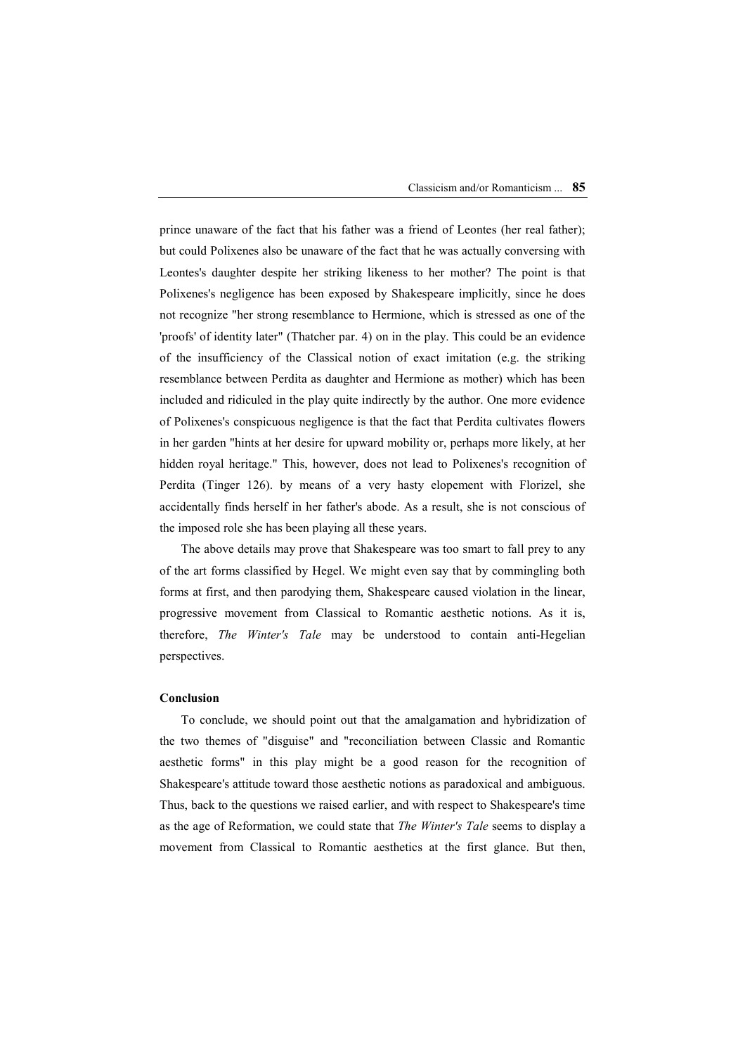prince unaware of the fact that his father was a friend of Leontes (her real father); but could Polixenes also be unaware of the fact that he was actually conversing with Leontes's daughter despite her striking likeness to her mother? The point is that Polixenes's negligence has been exposed by Shakespeare implicitly, since he does not recognize "her strong resemblance to Hermione, which is stressed as one of the 'proofs' of identity later" (Thatcher par. 4) on in the play. This could be an evidence of the insufficiency of the Classical notion of exact imitation (e.g. the striking resemblance between Perdita as daughter and Hermione as mother) which has been included and ridiculed in the play quite indirectly by the author. One more evidence of Polixenes's conspicuous negligence is that the fact that Perdita cultivates flowers in her garden "hints at her desire for upward mobility or, perhaps more likely, at her hidden royal heritage." This, however, does not lead to Polixenes's recognition of Perdita (Tinger 126). by means of a very hasty elopement with Florizel, she accidentally finds herself in her father's abode. As a result, she is not conscious of the imposed role she has been playing all these years.

The above details may prove that Shakespeare was too smart to fall prey to any of the art forms classified by Hegel. We might even say that by commingling both forms at first, and then parodying them, Shakespeare caused violation in the linear, progressive movement from Classical to Romantic aesthetic notions. As it is, therefore, *The Winter's Tale* may be understood to contain anti-Hegelian perspectives.

### Conclusion

To conclude, we should point out that the amalgamation and hybridization of the two themes of "disguise" and "reconciliation between Classic and Romantic aesthetic forms" in this play might be a good reason for the recognition of Shakespeare's attitude toward those aesthetic notions as paradoxical and ambiguous. Thus, back to the questions we raised earlier, and with respect to Shakespeare's time as the age of Reformation, we could state that *The Winter's Tale* seems to display a movement from Classical to Romantic aesthetics at the first glance. But then,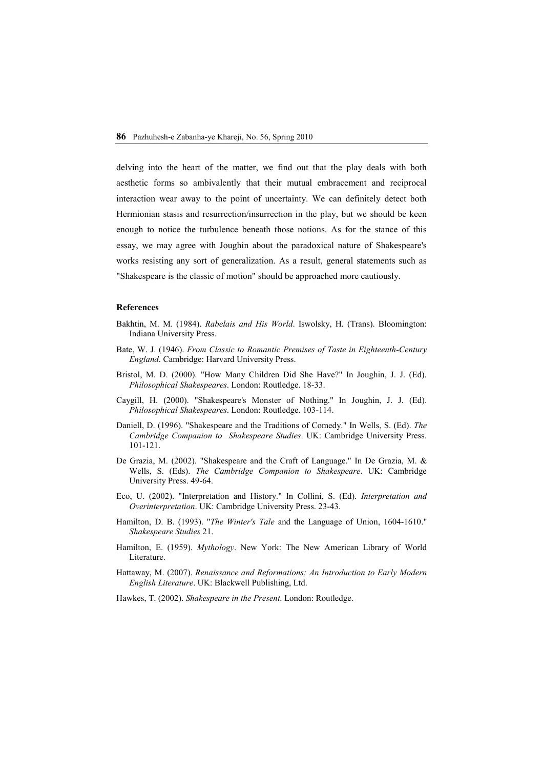delving into the heart of the matter, we find out that the play deals with both aesthetic forms so ambivalently that their mutual embracement and reciprocal interaction wear away to the point of uncertainty. We can definitely detect both Hermionian stasis and resurrection/insurrection in the play, but we should be keen enough to notice the turbulence beneath those notions. As for the stance of this essay, we may agree with Joughin about the paradoxical nature of Shakespeare's works resisting any sort of generalization. As a result, general statements such as "Shakespeare is the classic of motion" should be approached more cautiously.

### References

Bakhtin, M. M. (1984). *Rabelais and His World*. Iswolsky, H. (Trans). Bloomington: Indiana University Press.

Bate, W. J. (1946). *From Classic to Romantic Premises of Taste in Eighteenth-Century England*. Cambridge: Harvard University Press.

Bristol, M. D. (2000). "How Many Children Did She Have?" In Joughin, J. J. (Ed). *Philosophical Shakespeares*. London: Routledge. 18-33.

Caygill, H. (2000). "Shakespeare's Monster of Nothing." In Joughin, J. J. (Ed). *Philosophical Shakespeares*. London: Routledge. 103-114.

Daniell, D. (1996). "Shakespeare and the Traditions of Comedy." In Wells, S. (Ed). *The Cambridge Companion to Shakespeare Studies*. UK: Cambridge University Press. 101-121.

De Grazia, M. (2002). "Shakespeare and the Craft of Language." In De Grazia, M. & Wells, S. (Eds). *The Cambridge Companion to Shakespeare*. UK: Cambridge University Press. 49-64.

Eco, U. (2002). "Interpretation and History." In Collini, S. (Ed). *Interpretation and Overinterpretation*. UK: Cambridge University Press. 23-43.

Hamilton, D. B. (1993). "*The Winter's Tale* and the Language of Union, 1604-1610." *Shakespeare Studies* 21.

Hamilton, E. (1959). *Mythology*. New York: The New American Library of World Literature.

Hattaway, M. (2007). *Renaissance and Reformations: An Introduction to Early Modern English Literature*. UK: Blackwell Publishing, Ltd.

Hawkes, T. (2002). *Shakespeare in the Present*. London: Routledge.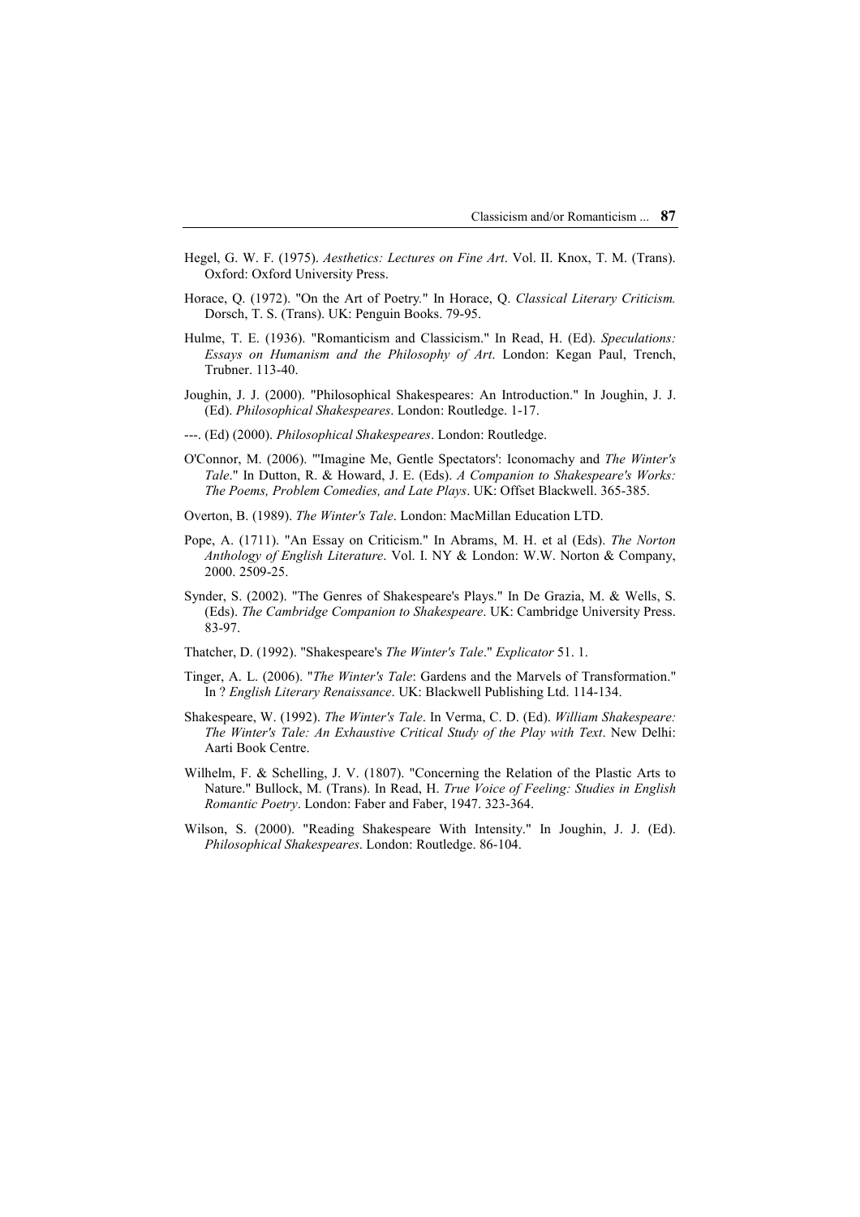Hegel, G. W. F. (1975). *Aesthetics: Lectures on Fine Art*. Vol. II. Knox, T. M. (Trans). Oxford: Oxford University Press.

Horace, Q. (1972). "On the Art of Poetry." In Horace, Q. *Classical Literary Criticism.* Dorsch, T. S. (Trans). UK: Penguin Books. 79-95.

Hulme, T. E. (1936). "Romanticism and Classicism." In Read, H. (Ed). *Speculations: Essays on Humanism and the Philosophy of Art*. London: Kegan Paul, Trench, Trubner. 113-40.

Joughin, J. J. (2000). "Philosophical Shakespeares: An Introduction." In Joughin, J. J. (Ed). *Philosophical Shakespeares*. London: Routledge. 1-17.

---. (Ed) (2000). *Philosophical Shakespeares*. London: Routledge.

O'Connor, M. (2006). "'Imagine Me, Gentle Spectators': Iconomachy and *The Winter's Tale*." In Dutton, R. & Howard, J. E. (Eds). *A Companion to Shakespeare's Works: The Poems, Problem Comedies, and Late Plays*. UK: Offset Blackwell. 365-385.

Overton, B. (1989). *The Winter's Tale*. London: MacMillan Education LTD.

Pope, A. (1711). "An Essay on Criticism." In Abrams, M. H. et al (Eds). *The Norton Anthology of English Literature*. Vol. I. NY & London: W.W. Norton & Company, 2000. 2509-25.

Synder, S. (2002). "The Genres of Shakespeare's Plays." In De Grazia, M. & Wells, S. (Eds). *The Cambridge Companion to Shakespeare*. UK: Cambridge University Press. 83-97.

Thatcher, D. (1992). "Shakespeare's *The Winter's Tale*." *Explicator* 51. 1.

Tinger, A. L. (2006). "*The Winter's Tale*: Gardens and the Marvels of Transformation." In ? *English Literary Renaissance*. UK: Blackwell Publishing Ltd. 114-134.

Shakespeare, W. (1992). *The Winter's Tale*. In Verma, C. D. (Ed). *William Shakespeare: The Winter's Tale: An Exhaustive Critical Study of the Play with Text*. New Delhi: Aarti Book Centre.

Wilhelm, F. & Schelling, J. V. (1807). "Concerning the Relation of the Plastic Arts to Nature." Bullock, M. (Trans). In Read, H. *True Voice of Feeling: Studies in English Romantic Poetry*. London: Faber and Faber, 1947. 323-364.

Wilson, S. (2000). "Reading Shakespeare With Intensity." In Joughin, J. J. (Ed). *Philosophical Shakespeares*. London: Routledge. 86-104.